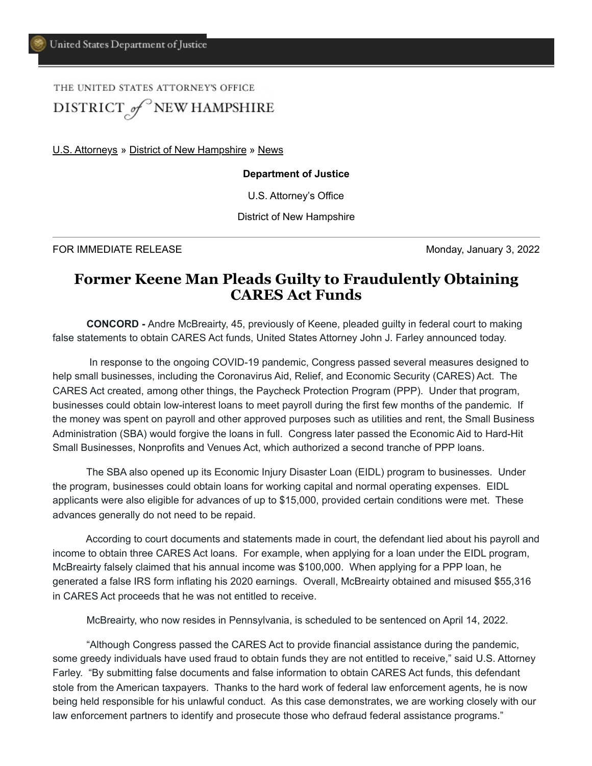United States Department of Justice

THE UNITED STATES ATTORNEY'S OFFICE

DISTRICT of NEW HAMPSHIRE

U.S. Attorneys » District of New Hampshire » News

**Department of Justice**

U.S. Attorney's Office

District of New Hampshire

FOR IMMEDIATE RELEASE Monday, January 3, 2022

# Former Keene Man Pleads Guilty to Fraudulently Obtaining CARES Act Funds

**CONCORD -** Andre McBreairty, 45, previously of Keene, pleaded guilty in federal court to making false statements to obtain CARES Act funds, United States Attorney John J. Farley announced today.

In response to the ongoing COVID-19 pandemic, Congress passed several measures designed to help small businesses, including the Coronavirus Aid, Relief, and Economic Security (CARES) Act. The CARES Act created, among other things, the Paycheck Protection Program (PPP). Under that program, businesses could obtain low-interest loans to meet payroll during the first few months of the pandemic. If the money was spent on payroll and other approved purposes such as utilities and rent, the Small Business Administration (SBA) would forgive the loans in full. Congress later passed the Economic Aid to Hard-Hit Small Businesses, Nonprofits and Venues Act, which authorized a second tranche of PPP loans.

The SBA also opened up its Economic Injury Disaster Loan (EIDL) program to businesses. Under the program, businesses could obtain loans for working capital and normal operating expenses. EIDL applicants were also eligible for advances of up to $15,000, provided certain conditions were met. These advances generally do not need to be repaid.

According to court documents and statements made in court, the defendant lied about his payroll and income to obtain three CARES Act loans. For example, when applying for a loan under the EIDL program, McBreairty falsely claimed that his annual income was $100,000. When applying for a PPP loan, he generated a false IRS form inflating his 2020 earnings. Overall, McBreairty obtained and misused $55,316 in CARES Act proceeds that he was not entitled to receive.

McBreairty, who now resides in Pennsylvania, is scheduled to be sentenced on April 14, 2022.

"Although Congress passed the CARES Act to provide financial assistance during the pandemic, some greedy individuals have used fraud to obtain funds they are not entitled to receive," said U.S. Attorney Farley. "By submitting false documents and false information to obtain CARES Act funds, this defendant stole from the American taxpayers. Thanks to the hard work of federal law enforcement agents, he is now being held responsible for his unlawful conduct. As this case demonstrates, we are working closely with our law enforcement partners to identify and prosecute those who defraud federal assistance programs."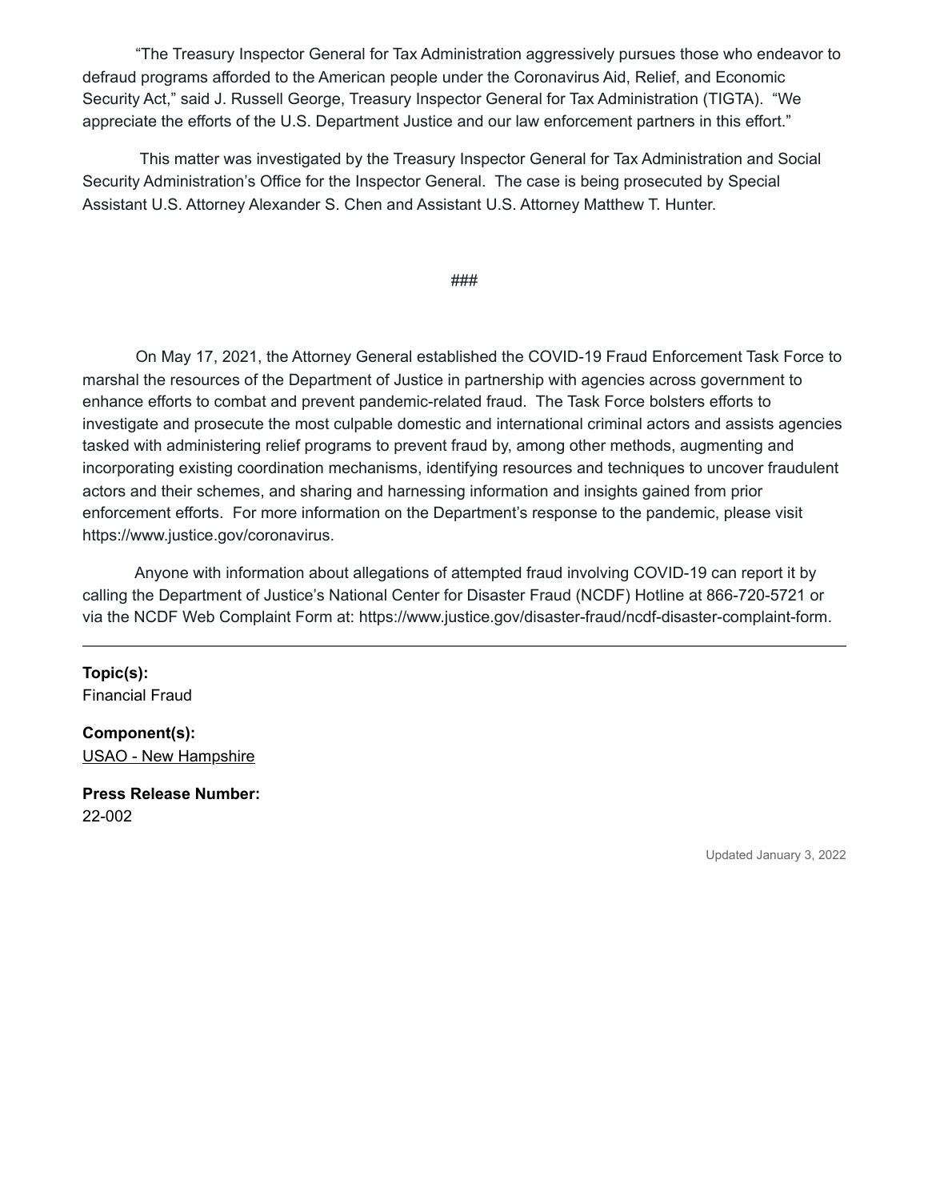"The Treasury Inspector General for Tax Administration aggressively pursues those who endeavor to defraud programs afforded to the American people under the Coronavirus Aid, Relief, and Economic Security Act," said J. Russell George, Treasury Inspector General for Tax Administration (TIGTA). "We appreciate the efforts of the U.S. Department Justice and our law enforcement partners in this effort."

This matter was investigated by the Treasury Inspector General for Tax Administration and Social Security Administration's Office for the Inspector General. The case is being prosecuted by Special Assistant U.S. Attorney Alexander S. Chen and Assistant U.S. Attorney Matthew T. Hunter.

###

On May 17, 2021, the Attorney General established the COVID-19 Fraud Enforcement Task Force to marshal the resources of the Department of Justice in partnership with agencies across government to enhance efforts to combat and prevent pandemic-related fraud. The Task Force bolsters efforts to investigate and prosecute the most culpable domestic and international criminal actors and assists agencies tasked with administering relief programs to prevent fraud by, among other methods, augmenting and incorporating existing coordination mechanisms, identifying resources and techniques to uncover fraudulent actors and their schemes, and sharing and harnessing information and insights gained from prior enforcement efforts. For more information on the Department's response to the pandemic, please visit https://www.justice.gov/coronavirus.

Anyone with information about allegations of attempted fraud involving COVID-19 can report it by calling the Department of Justice's National Center for Disaster Fraud (NCDF) Hotline at 866-720-5721 or via the NCDF Web Complaint Form at: https://www.justice.gov/disaster-fraud/ncdf-disaster-complaint-form.

---

**Topic(s):**
Financial Fraud

**Component(s):**
USAO - New Hampshire

**Press Release Number:**
22-002

Updated January 3, 2022